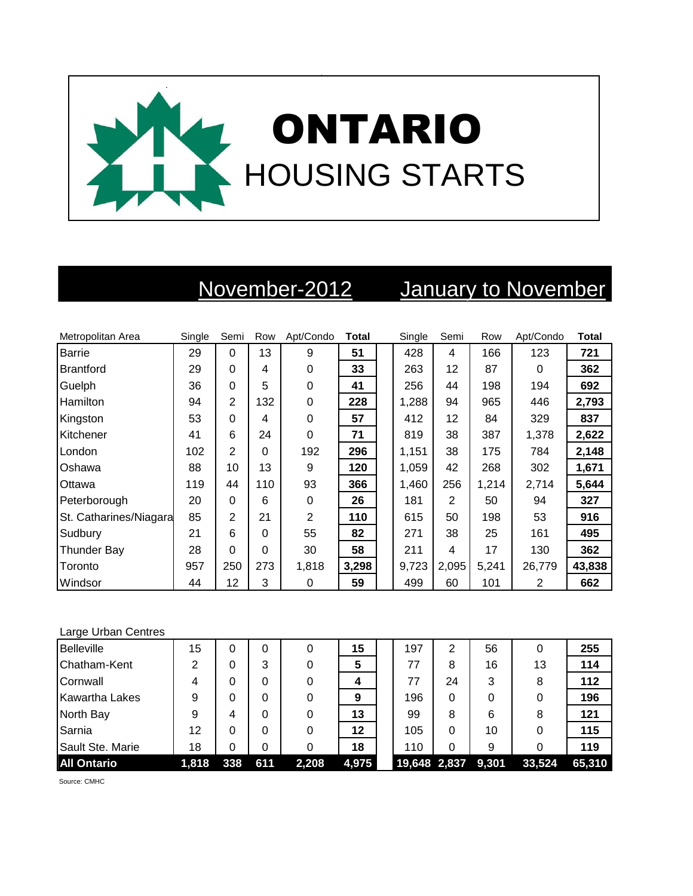# ONTARIO
## HOUSING STARTS

| | November-2012 | | | | | January to November | | | | |
|---|---|---|---|---|---|---|---|---|---|---|
| Metropolitan Area | Single | Semi | Row | Apt/Condo | **Total** | Single | Semi | Row | Apt/Condo | **Total** |
| Barrie | 29 | 0 | 13 | 9 | **51** | 428 | 4 | 166 | 123 | **721** |
| Brantford | 29 | 0 | 4 | 0 | **33** | 263 | 12 | 87 | 0 | **362** |
| Guelph | 36 | 0 | 5 | 0 | **41** | 256 | 44 | 198 | 194 | **692** |
| Hamilton | 94 | 2 | 132 | 0 | **228** | 1,288 | 94 | 965 | 446 | **2,793** |
| Kingston | 53 | 0 | 4 | 0 | **57** | 412 | 12 | 84 | 329 | **837** |
| Kitchener | 41 | 6 | 24 | 0 | **71** | 819 | 38 | 387 | 1,378 | **2,622** |
| London | 102 | 2 | 0 | 192 | **296** | 1,151 | 38 | 175 | 784 | **2,148** |
| Oshawa | 88 | 10 | 13 | 9 | **120** | 1,059 | 42 | 268 | 302 | **1,671** |
| Ottawa | 119 | 44 | 110 | 93 | **366** | 1,460 | 256 | 1,214 | 2,714 | **5,644** |
| Peterborough | 20 | 0 | 6 | 0 | **26** | 181 | 2 | 50 | 94 | **327** |
| St. Catharines/Niagara | 85 | 2 | 21 | 2 | **110** | 615 | 50 | 198 | 53 | **916** |
| Sudbury | 21 | 6 | 0 | 55 | **82** | 271 | 38 | 25 | 161 | **495** |
| Thunder Bay | 28 | 0 | 0 | 30 | **58** | 211 | 4 | 17 | 130 | **362** |
| Toronto | 957 | 250 | 273 | 1,818 | **3,298** | 9,723 | 2,095 | 5,241 | 26,779 | **43,838** |
| Windsor | 44 | 12 | 3 | 0 | **59** | 499 | 60 | 101 | 2 | **662** |
| Large Urban Centres | | | | | | | | | | |
| Belleville | 15 | 0 | 0 | 0 | **15** | 197 | 2 | 56 | 0 | **255** |
| Chatham-Kent | 2 | 0 | 3 | 0 | **5** | 77 | 8 | 16 | 13 | **114** |
| Cornwall | 4 | 0 | 0 | 0 | **4** | 77 | 24 | 3 | 8 | **112** |
| Kawartha Lakes | 9 | 0 | 0 | 0 | **9** | 196 | 0 | 0 | 0 | **196** |
| North Bay | 9 | 4 | 0 | 0 | **13** | 99 | 8 | 6 | 8 | **121** |
| Sarnia | 12 | 0 | 0 | 0 | **12** | 105 | 0 | 10 | 0 | **115** |
| Sault Ste. Marie | 18 | 0 | 0 | 0 | **18** | 110 | 0 | 9 | 0 | **119** |
| **All Ontario** | **1,818** | **338** | **611** | **2,208** | **4,975** | **19,648** | **2,837** | **9,301** | **33,524** | **65,310** |

Source: CMHC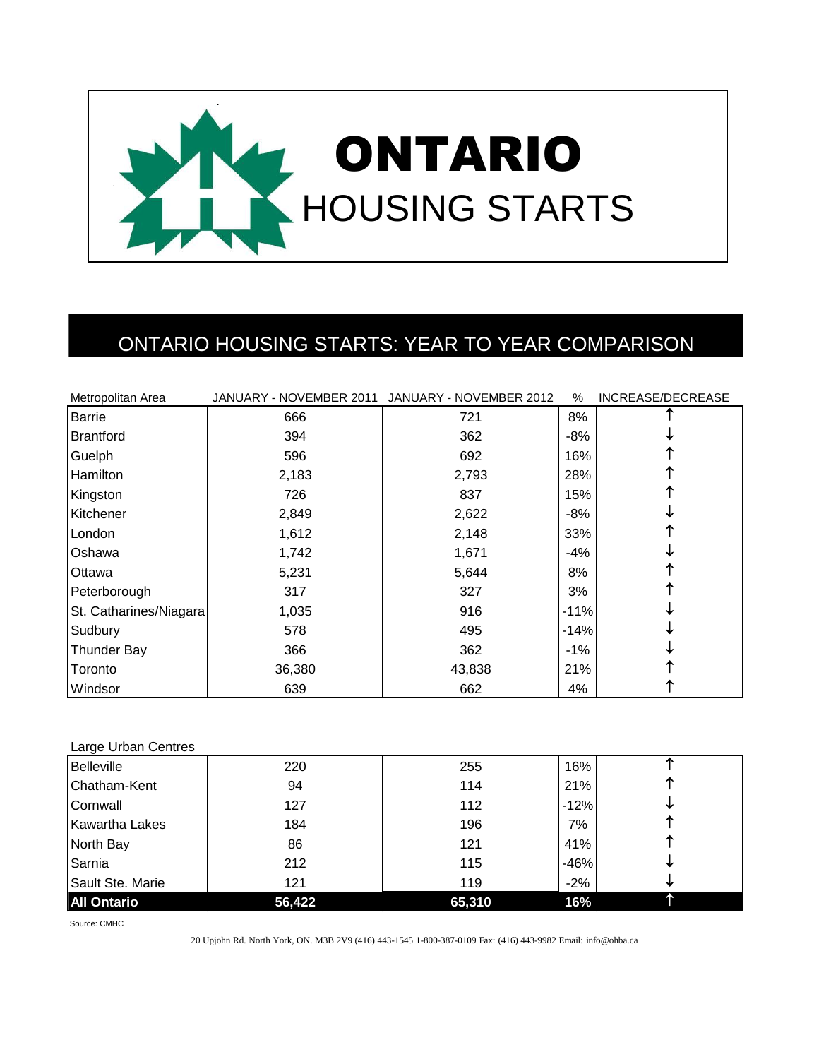# ONTARIO
## HOUSING STARTS

## ONTARIO HOUSING STARTS: YEAR TO YEAR COMPARISON

| Metropolitan Area | JANUARY - NOVEMBER 2011 | JANUARY - NOVEMBER 2012 | % | INCREASE/DECREASE |
|---|---|---|---|---|
| Barrie | 666 | 721 | 8% | ↑ |
| Brantford | 394 | 362 | -8% | ↓ |
| Guelph | 596 | 692 | 16% | ↑ |
| Hamilton | 2,183 | 2,793 | 28% | ↑ |
| Kingston | 726 | 837 | 15% | ↑ |
| Kitchener | 2,849 | 2,622 | -8% | ↓ |
| London | 1,612 | 2,148 | 33% | ↑ |
| Oshawa | 1,742 | 1,671 | -4% | ↓ |
| Ottawa | 5,231 | 5,644 | 8% | ↑ |
| Peterborough | 317 | 327 | 3% | ↑ |
| St. Catharines/Niagara | 1,035 | 916 | -11% | ↓ |
| Sudbury | 578 | 495 | -14% | ↓ |
| Thunder Bay | 366 | 362 | -1% | ↓ |
| Toronto | 36,380 | 43,838 | 21% | ↑ |
| Windsor | 639 | 662 | 4% | ↑ |

| Large Urban Centres | | | | |
|---|---|---|---|---|
| Belleville | 220 | 255 | 16% | ↑ |
| Chatham-Kent | 94 | 114 | 21% | ↑ |
| Cornwall | 127 | 112 | -12% | ↓ |
| Kawartha Lakes | 184 | 196 | 7% | ↑ |
| North Bay | 86 | 121 | 41% | ↑ |
| Sarnia | 212 | 115 | -46% | ↓ |
| Sault Ste. Marie | 121 | 119 | -2% | ↓ |
| **All Ontario** | **56,422** | **65,310** | **16%** | ↑ |

Source: CMHC

20 Upjohn Rd. North York, ON. M3B 2V9 (416) 443-1545 1-800-387-0109 Fax: (416) 443-9982 Email: info@ohba.ca